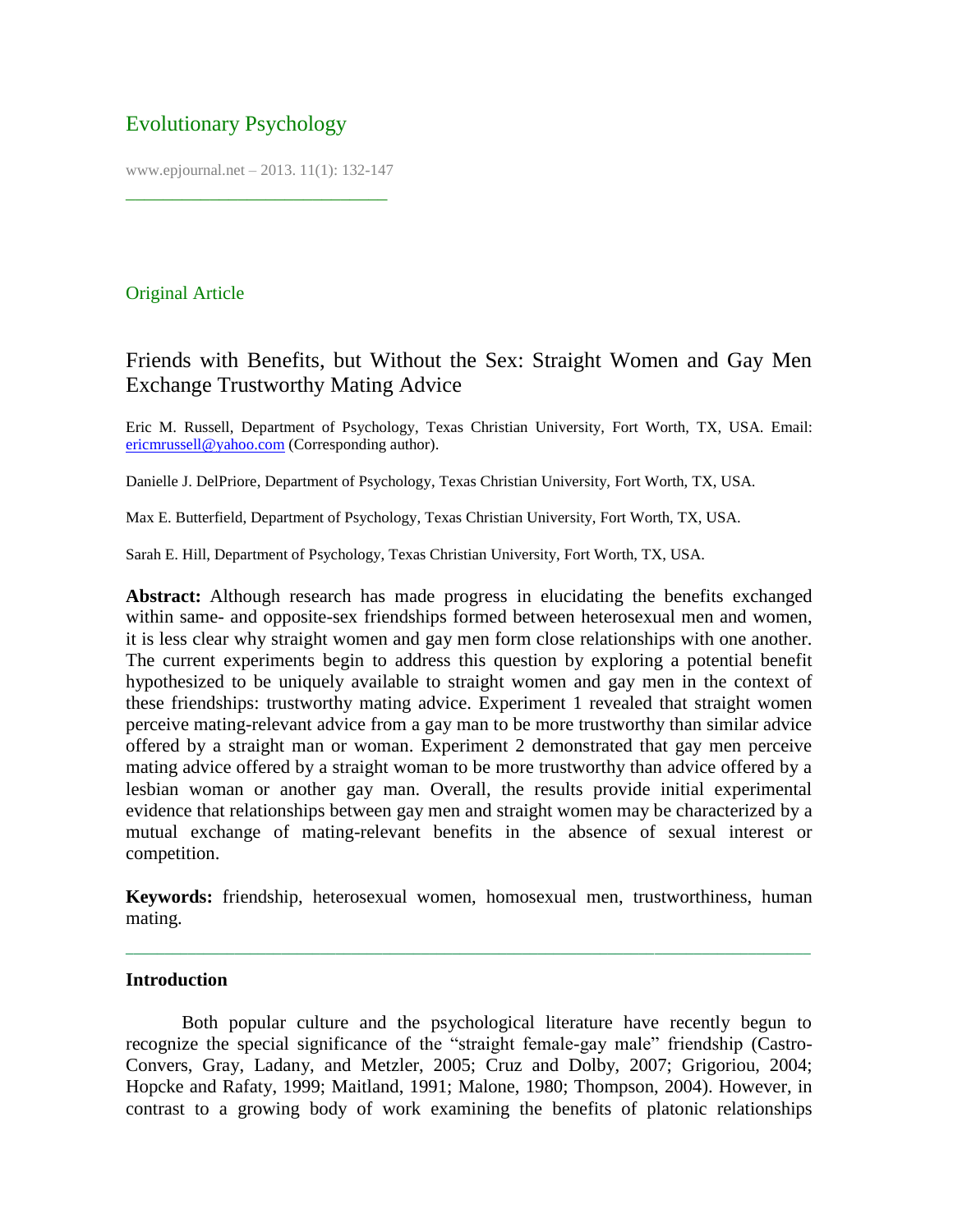Evolutionary Psychology

Original Article

# Friends with Benefits, but Without the Sex: Straight Women and Gay Men Exchange Trustworthy Mating Advice

Eric M. Russell, Department of Psychology, Texas Christian University, Fort Worth, TX, USA. Email: ericmrussell@yahoo.com (Corresponding author).

Danielle J. DelPriore, Department of Psychology, Texas Christian University, Fort Worth, TX, USA.

Max E. Butterfield, Department of Psychology, Texas Christian University, Fort Worth, TX, USA.

Sarah E. Hill, Department of Psychology, Texas Christian University, Fort Worth, TX, USA.

**Abstract:** Although research has made progress in elucidating the benefits exchanged within same- and opposite-sex friendships formed between heterosexual men and women, it is less clear why straight women and gay men form close relationships with one another. The current experiments begin to address this question by exploring a potential benefit hypothesized to be uniquely available to straight women and gay men in the context of these friendships: trustworthy mating advice. Experiment 1 revealed that straight women perceive mating-relevant advice from a gay man to be more trustworthy than similar advice offered by a straight man or woman. Experiment 2 demonstrated that gay men perceive mating advice offered by a straight woman to be more trustworthy than advice offered by a lesbian woman or another gay man. Overall, the results provide initial experimental evidence that relationships between gay men and straight women may be characterized by a mutual exchange of mating-relevant benefits in the absence of sexual interest or competition.

**Keywords:** friendship, heterosexual women, homosexual men, trustworthiness, human mating.

## Introduction

Both popular culture and the psychological literature have recently begun to recognize the special significance of the "straight female-gay male" friendship (Castro-Convers, Gray, Ladany, and Metzler, 2005; Cruz and Dolby, 2007; Grigoriou, 2004; Hopcke and Rafaty, 1999; Maitland, 1991; Malone, 1980; Thompson, 2004). However, in contrast to a growing body of work examining the benefits of platonic relationships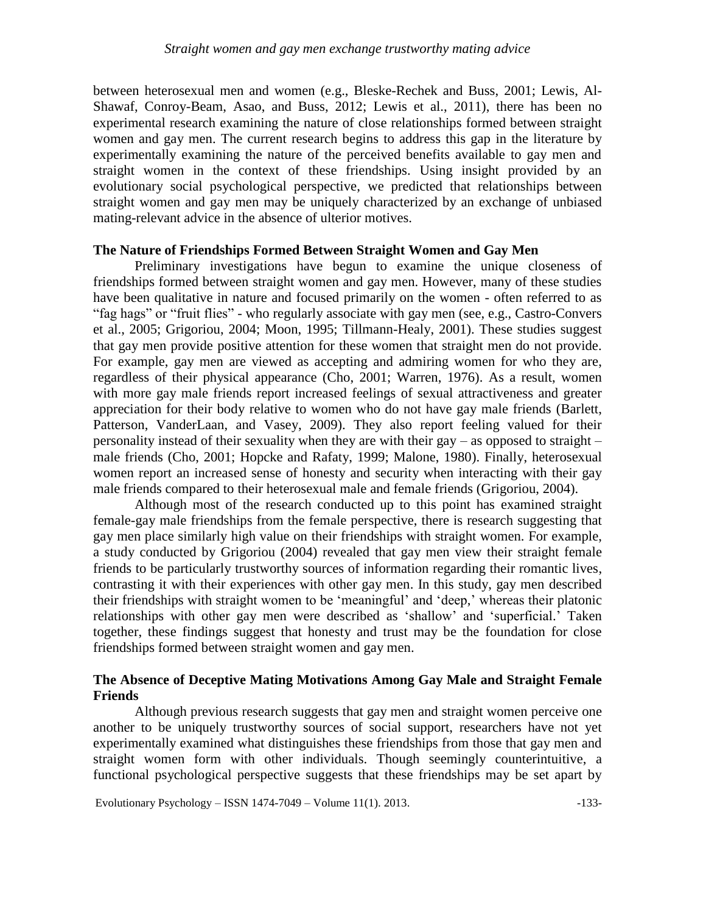between heterosexual men and women (e.g., Bleske-Rechek and Buss, 2001; Lewis, Al-Shawaf, Conroy-Beam, Asao, and Buss, 2012; Lewis et al., 2011), there has been no experimental research examining the nature of close relationships formed between straight women and gay men. The current research begins to address this gap in the literature by experimentally examining the nature of the perceived benefits available to gay men and straight women in the context of these friendships. Using insight provided by an evolutionary social psychological perspective, we predicted that relationships between straight women and gay men may be uniquely characterized by an exchange of unbiased mating-relevant advice in the absence of ulterior motives.

**The Nature of Friendships Formed Between Straight Women and Gay Men**

Preliminary investigations have begun to examine the unique closeness of friendships formed between straight women and gay men. However, many of these studies have been qualitative in nature and focused primarily on the women - often referred to as "fag hags" or "fruit flies" - who regularly associate with gay men (see, e.g., Castro-Convers et al., 2005; Grigoriou, 2004; Moon, 1995; Tillmann-Healy, 2001). These studies suggest that gay men provide positive attention for these women that straight men do not provide. For example, gay men are viewed as accepting and admiring women for who they are, regardless of their physical appearance (Cho, 2001; Warren, 1976). As a result, women with more gay male friends report increased feelings of sexual attractiveness and greater appreciation for their body relative to women who do not have gay male friends (Barlett, Patterson, VanderLaan, and Vasey, 2009). They also report feeling valued for their personality instead of their sexuality when they are with their gay – as opposed to straight – male friends (Cho, 2001; Hopcke and Rafaty, 1999; Malone, 1980). Finally, heterosexual women report an increased sense of honesty and security when interacting with their gay male friends compared to their heterosexual male and female friends (Grigoriou, 2004).

Although most of the research conducted up to this point has examined straight female-gay male friendships from the female perspective, there is research suggesting that gay men place similarly high value on their friendships with straight women. For example, a study conducted by Grigoriou (2004) revealed that gay men view their straight female friends to be particularly trustworthy sources of information regarding their romantic lives, contrasting it with their experiences with other gay men. In this study, gay men described their friendships with straight women to be 'meaningful' and 'deep,' whereas their platonic relationships with other gay men were described as 'shallow' and 'superficial.' Taken together, these findings suggest that honesty and trust may be the foundation for close friendships formed between straight women and gay men.

**The Absence of Deceptive Mating Motivations Among Gay Male and Straight Female Friends**

Although previous research suggests that gay men and straight women perceive one another to be uniquely trustworthy sources of social support, researchers have not yet experimentally examined what distinguishes these friendships from those that gay men and straight women form with other individuals. Though seemingly counterintuitive, a functional psychological perspective suggests that these friendships may be set apart by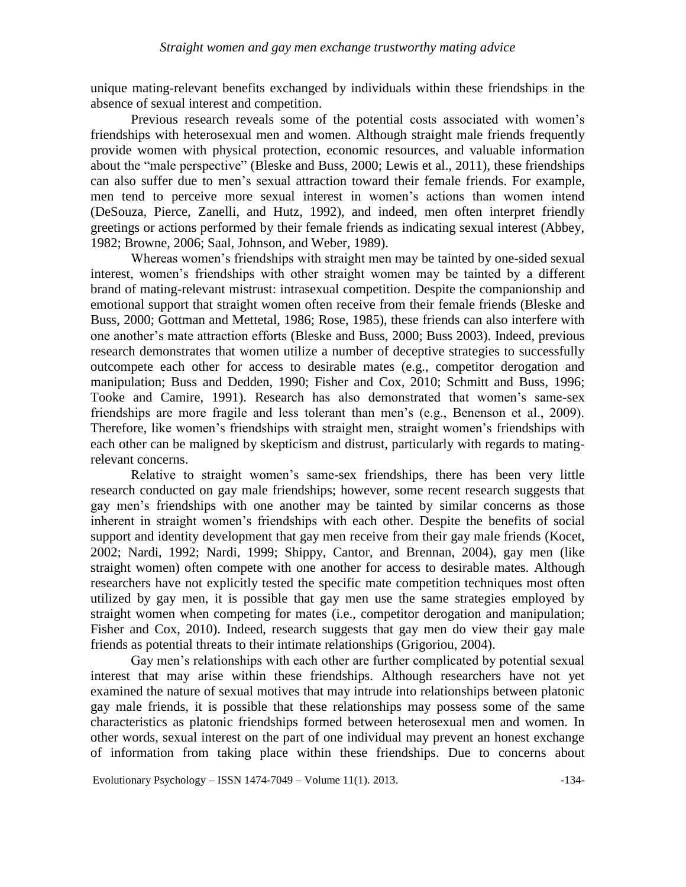unique mating-relevant benefits exchanged by individuals within these friendships in the absence of sexual interest and competition.

Previous research reveals some of the potential costs associated with women's friendships with heterosexual men and women. Although straight male friends frequently provide women with physical protection, economic resources, and valuable information about the "male perspective" (Bleske and Buss, 2000; Lewis et al., 2011), these friendships can also suffer due to men's sexual attraction toward their female friends. For example, men tend to perceive more sexual interest in women's actions than women intend (DeSouza, Pierce, Zanelli, and Hutz, 1992), and indeed, men often interpret friendly greetings or actions performed by their female friends as indicating sexual interest (Abbey, 1982; Browne, 2006; Saal, Johnson, and Weber, 1989).

Whereas women's friendships with straight men may be tainted by one-sided sexual interest, women's friendships with other straight women may be tainted by a different brand of mating-relevant mistrust: intrasexual competition. Despite the companionship and emotional support that straight women often receive from their female friends (Bleske and Buss, 2000; Gottman and Mettetal, 1986; Rose, 1985), these friends can also interfere with one another's mate attraction efforts (Bleske and Buss, 2000; Buss 2003). Indeed, previous research demonstrates that women utilize a number of deceptive strategies to successfully outcompete each other for access to desirable mates (e.g., competitor derogation and manipulation; Buss and Dedden, 1990; Fisher and Cox, 2010; Schmitt and Buss, 1996; Tooke and Camire, 1991). Research has also demonstrated that women's same-sex friendships are more fragile and less tolerant than men's (e.g., Benenson et al., 2009). Therefore, like women's friendships with straight men, straight women's friendships with each other can be maligned by skepticism and distrust, particularly with regards to mating-relevant concerns.

Relative to straight women's same-sex friendships, there has been very little research conducted on gay male friendships; however, some recent research suggests that gay men's friendships with one another may be tainted by similar concerns as those inherent in straight women's friendships with each other. Despite the benefits of social support and identity development that gay men receive from their gay male friends (Kocet, 2002; Nardi, 1992; Nardi, 1999; Shippy, Cantor, and Brennan, 2004), gay men (like straight women) often compete with one another for access to desirable mates. Although researchers have not explicitly tested the specific mate competition techniques most often utilized by gay men, it is possible that gay men use the same strategies employed by straight women when competing for mates (i.e., competitor derogation and manipulation; Fisher and Cox, 2010). Indeed, research suggests that gay men do view their gay male friends as potential threats to their intimate relationships (Grigoriou, 2004).

Gay men's relationships with each other are further complicated by potential sexual interest that may arise within these friendships. Although researchers have not yet examined the nature of sexual motives that may intrude into relationships between platonic gay male friends, it is possible that these relationships may possess some of the same characteristics as platonic friendships formed between heterosexual men and women. In other words, sexual interest on the part of one individual may prevent an honest exchange of information from taking place within these friendships. Due to concerns about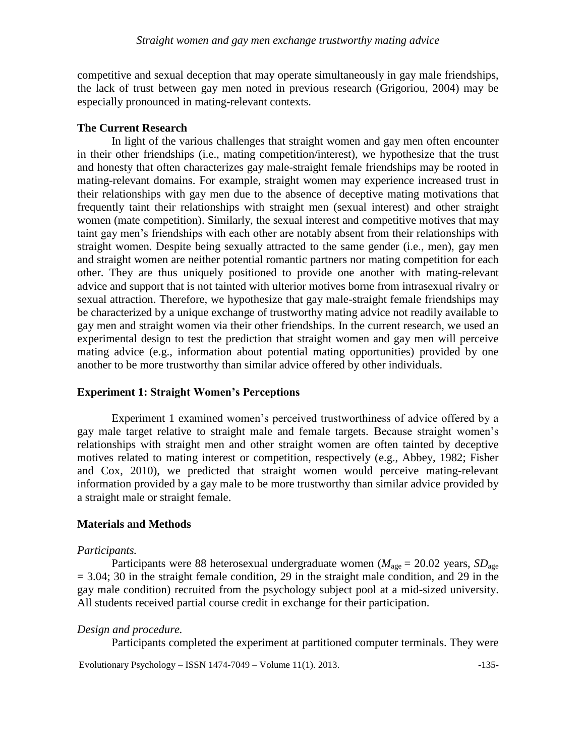competitive and sexual deception that may operate simultaneously in gay male friendships, the lack of trust between gay men noted in previous research (Grigoriou, 2004) may be especially pronounced in mating-relevant contexts.

## The Current Research

In light of the various challenges that straight women and gay men often encounter in their other friendships (i.e., mating competition/interest), we hypothesize that the trust and honesty that often characterizes gay male-straight female friendships may be rooted in mating-relevant domains. For example, straight women may experience increased trust in their relationships with gay men due to the absence of deceptive mating motivations that frequently taint their relationships with straight men (sexual interest) and other straight women (mate competition). Similarly, the sexual interest and competitive motives that may taint gay men's friendships with each other are notably absent from their relationships with straight women. Despite being sexually attracted to the same gender (i.e., men), gay men and straight women are neither potential romantic partners nor mating competition for each other. They are thus uniquely positioned to provide one another with mating-relevant advice and support that is not tainted with ulterior motives borne from intrasexual rivalry or sexual attraction. Therefore, we hypothesize that gay male-straight female friendships may be characterized by a unique exchange of trustworthy mating advice not readily available to gay men and straight women via their other friendships. In the current research, we used an experimental design to test the prediction that straight women and gay men will perceive mating advice (e.g., information about potential mating opportunities) provided by one another to be more trustworthy than similar advice offered by other individuals.

## Experiment 1: Straight Women's Perceptions

Experiment 1 examined women's perceived trustworthiness of advice offered by a gay male target relative to straight male and female targets. Because straight women's relationships with straight men and other straight women are often tainted by deceptive motives related to mating interest or competition, respectively (e.g., Abbey, 1982; Fisher and Cox, 2010), we predicted that straight women would perceive mating-relevant information provided by a gay male to be more trustworthy than similar advice provided by a straight male or straight female.

## Materials and Methods

### *Participants.*

Participants were 88 heterosexual undergraduate women ($M_{\text{age}} = 20.02$ years, $SD_{\text{age}} = 3.04$; 30 in the straight female condition, 29 in the straight male condition, and 29 in the gay male condition) recruited from the psychology subject pool at a mid-sized university. All students received partial course credit in exchange for their participation.

### *Design and procedure.*

Participants completed the experiment at partitioned computer terminals. They were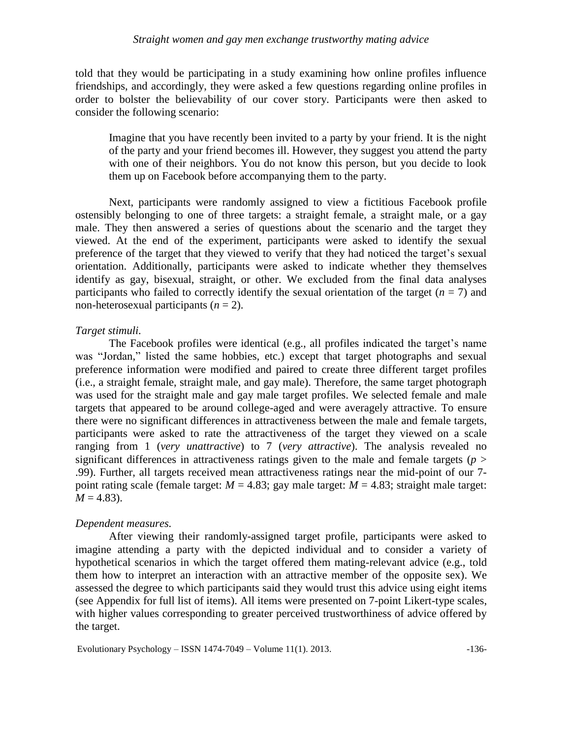told that they would be participating in a study examining how online profiles influence friendships, and accordingly, they were asked a few questions regarding online profiles in order to bolster the believability of our cover story. Participants were then asked to consider the following scenario:

> Imagine that you have recently been invited to a party by your friend. It is the night of the party and your friend becomes ill. However, they suggest you attend the party with one of their neighbors. You do not know this person, but you decide to look them up on Facebook before accompanying them to the party.

Next, participants were randomly assigned to view a fictitious Facebook profile ostensibly belonging to one of three targets: a straight female, a straight male, or a gay male. They then answered a series of questions about the scenario and the target they viewed. At the end of the experiment, participants were asked to identify the sexual preference of the target that they viewed to verify that they had noticed the target's sexual orientation. Additionally, participants were asked to indicate whether they themselves identify as gay, bisexual, straight, or other. We excluded from the final data analyses participants who failed to correctly identify the sexual orientation of the target ($n = 7$) and non-heterosexual participants ($n = 2$).

*Target stimuli.*

The Facebook profiles were identical (e.g., all profiles indicated the target's name was "Jordan," listed the same hobbies, etc.) except that target photographs and sexual preference information were modified and paired to create three different target profiles (i.e., a straight female, straight male, and gay male). Therefore, the same target photograph was used for the straight male and gay male target profiles. We selected female and male targets that appeared to be around college-aged and were averagely attractive. To ensure there were no significant differences in attractiveness between the male and female targets, participants were asked to rate the attractiveness of the target they viewed on a scale ranging from 1 (*very unattractive*) to 7 (*very attractive*). The analysis revealed no significant differences in attractiveness ratings given to the male and female targets ($p >$ .99). Further, all targets received mean attractiveness ratings near the mid-point of our 7-point rating scale (female target: $M = 4.83$; gay male target: $M = 4.83$; straight male target: $M = 4.83$).

*Dependent measures.*

After viewing their randomly-assigned target profile, participants were asked to imagine attending a party with the depicted individual and to consider a variety of hypothetical scenarios in which the target offered them mating-relevant advice (e.g., told them how to interpret an interaction with an attractive member of the opposite sex). We assessed the degree to which participants said they would trust this advice using eight items (see Appendix for full list of items). All items were presented on 7-point Likert-type scales, with higher values corresponding to greater perceived trustworthiness of advice offered by the target.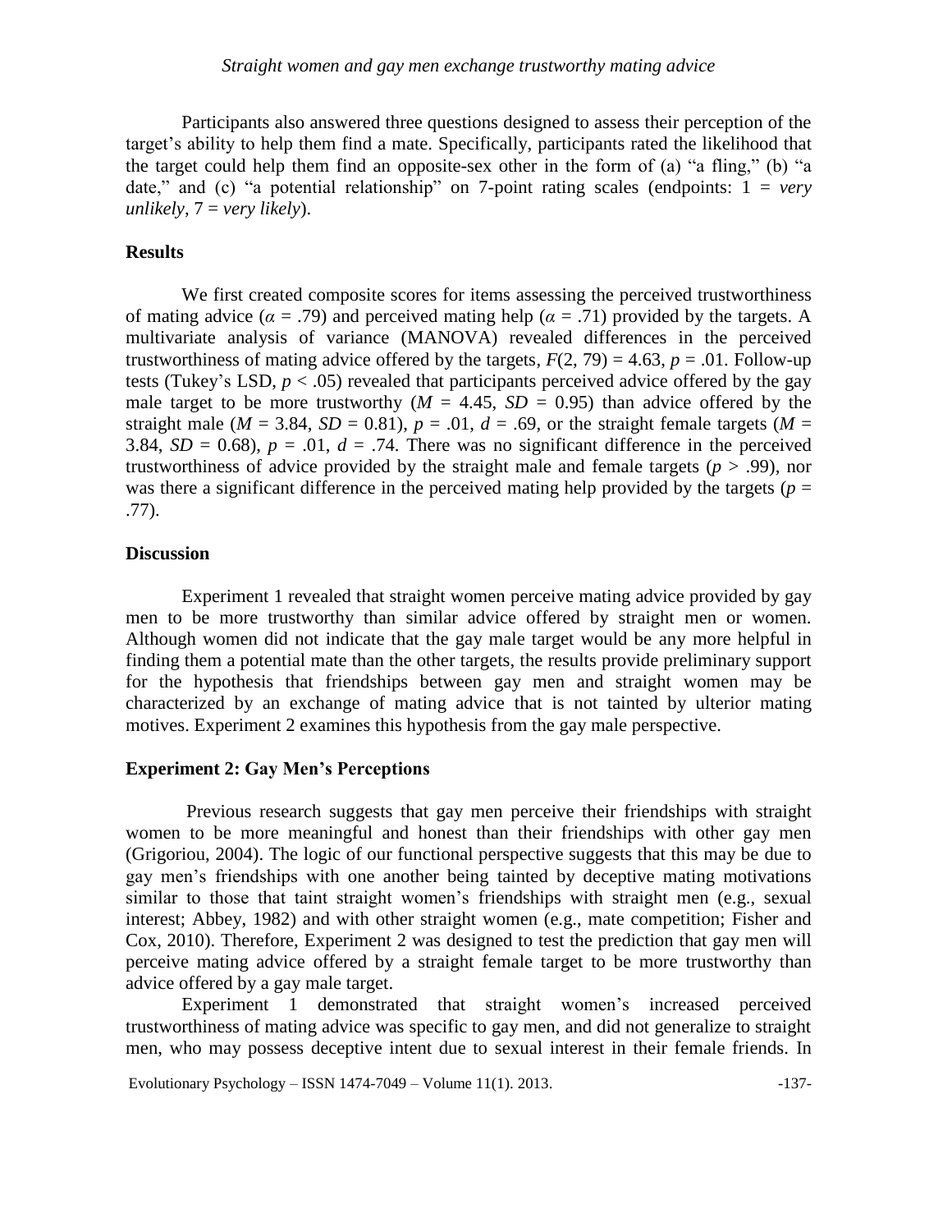Participants also answered three questions designed to assess their perception of the target's ability to help them find a mate. Specifically, participants rated the likelihood that the target could help them find an opposite-sex other in the form of (a) "a fling," (b) "a date," and (c) "a potential relationship" on 7-point rating scales (endpoints: 1 = *very unlikely*, 7 = *very likely*).

## Results

We first created composite scores for items assessing the perceived trustworthiness of mating advice ($\alpha = .79$) and perceived mating help ($\alpha = .71$) provided by the targets. A multivariate analysis of variance (MANOVA) revealed differences in the perceived trustworthiness of mating advice offered by the targets, $F(2, 79) = 4.63$, $p = .01$. Follow-up tests (Tukey's LSD, $p < .05$) revealed that participants perceived advice offered by the gay male target to be more trustworthy ($M = 4.45$, $SD = 0.95$) than advice offered by the straight male ($M = 3.84$, $SD = 0.81$), $p = .01$, $d = .69$, or the straight female targets ($M = 3.84$, $SD = 0.68$), $p = .01$, $d = .74$. There was no significant difference in the perceived trustworthiness of advice provided by the straight male and female targets ($p > .99$), nor was there a significant difference in the perceived mating help provided by the targets ($p = .77$).

## Discussion

Experiment 1 revealed that straight women perceive mating advice provided by gay men to be more trustworthy than similar advice offered by straight men or women. Although women did not indicate that the gay male target would be any more helpful in finding them a potential mate than the other targets, the results provide preliminary support for the hypothesis that friendships between gay men and straight women may be characterized by an exchange of mating advice that is not tainted by ulterior mating motives. Experiment 2 examines this hypothesis from the gay male perspective.

## Experiment 2: Gay Men's Perceptions

Previous research suggests that gay men perceive their friendships with straight women to be more meaningful and honest than their friendships with other gay men (Grigoriou, 2004). The logic of our functional perspective suggests that this may be due to gay men's friendships with one another being tainted by deceptive mating motivations similar to those that taint straight women's friendships with straight men (e.g., sexual interest; Abbey, 1982) and with other straight women (e.g., mate competition; Fisher and Cox, 2010). Therefore, Experiment 2 was designed to test the prediction that gay men will perceive mating advice offered by a straight female target to be more trustworthy than advice offered by a gay male target.

Experiment 1 demonstrated that straight women's increased perceived trustworthiness of mating advice was specific to gay men, and did not generalize to straight men, who may possess deceptive intent due to sexual interest in their female friends. In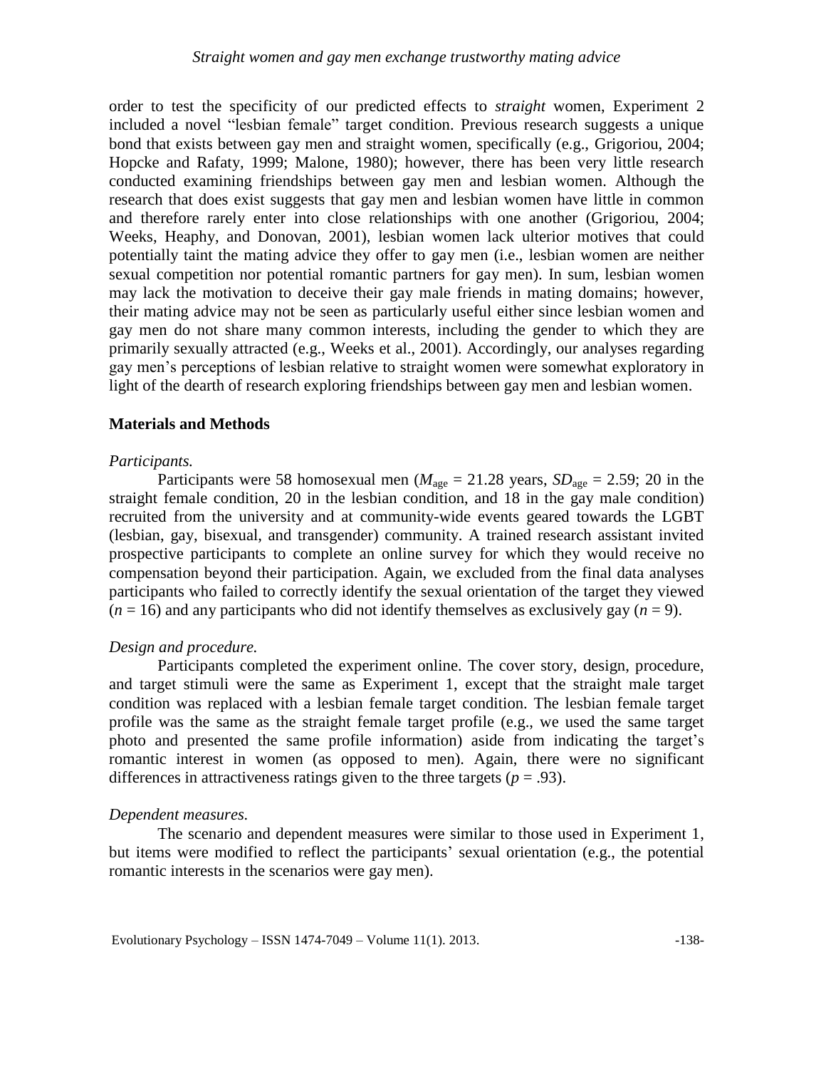order to test the specificity of our predicted effects to *straight* women, Experiment 2 included a novel "lesbian female" target condition. Previous research suggests a unique bond that exists between gay men and straight women, specifically (e.g., Grigoriou, 2004; Hopcke and Rafaty, 1999; Malone, 1980); however, there has been very little research conducted examining friendships between gay men and lesbian women. Although the research that does exist suggests that gay men and lesbian women have little in common and therefore rarely enter into close relationships with one another (Grigoriou, 2004; Weeks, Heaphy, and Donovan, 2001), lesbian women lack ulterior motives that could potentially taint the mating advice they offer to gay men (i.e., lesbian women are neither sexual competition nor potential romantic partners for gay men). In sum, lesbian women may lack the motivation to deceive their gay male friends in mating domains; however, their mating advice may not be seen as particularly useful either since lesbian women and gay men do not share many common interests, including the gender to which they are primarily sexually attracted (e.g., Weeks et al., 2001). Accordingly, our analyses regarding gay men's perceptions of lesbian relative to straight women were somewhat exploratory in light of the dearth of research exploring friendships between gay men and lesbian women.

## Materials and Methods

*Participants.*

Participants were 58 homosexual men ($M_{\text{age}}$ = 21.28 years, $SD_{\text{age}}$ = 2.59; 20 in the straight female condition, 20 in the lesbian condition, and 18 in the gay male condition) recruited from the university and at community-wide events geared towards the LGBT (lesbian, gay, bisexual, and transgender) community. A trained research assistant invited prospective participants to complete an online survey for which they would receive no compensation beyond their participation. Again, we excluded from the final data analyses participants who failed to correctly identify the sexual orientation of the target they viewed ($n$ = 16) and any participants who did not identify themselves as exclusively gay ($n$ = 9).

*Design and procedure.*

Participants completed the experiment online. The cover story, design, procedure, and target stimuli were the same as Experiment 1, except that the straight male target condition was replaced with a lesbian female target condition. The lesbian female target profile was the same as the straight female target profile (e.g., we used the same target photo and presented the same profile information) aside from indicating the target's romantic interest in women (as opposed to men). Again, there were no significant differences in attractiveness ratings given to the three targets ($p$ = .93).

*Dependent measures.*

The scenario and dependent measures were similar to those used in Experiment 1, but items were modified to reflect the participants' sexual orientation (e.g., the potential romantic interests in the scenarios were gay men).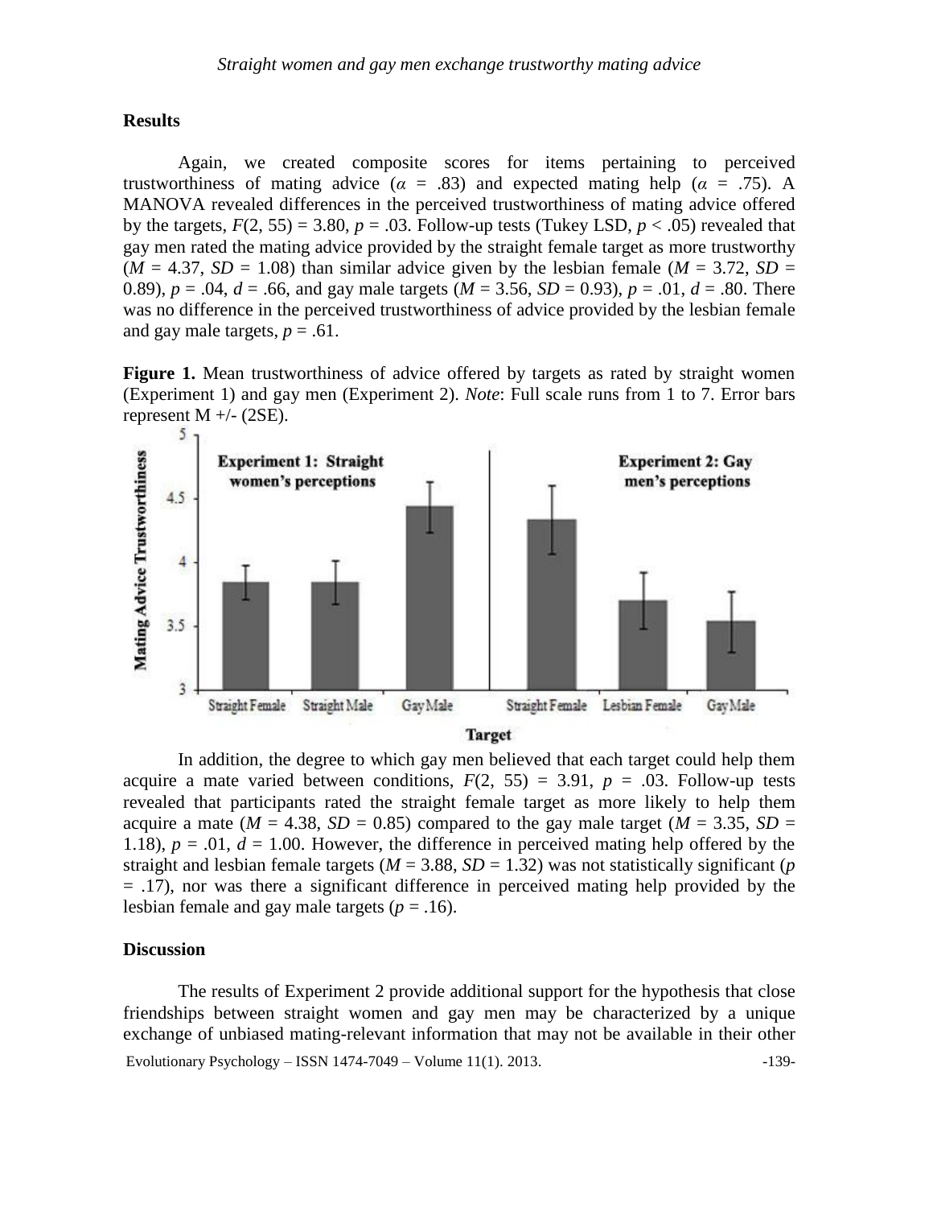## Results

Again, we created composite scores for items pertaining to perceived trustworthiness of mating advice ($\alpha$ = .83) and expected mating help ($\alpha$ = .75). A MANOVA revealed differences in the perceived trustworthiness of mating advice offered by the targets, $F(2, 55) = 3.80$, $p = .03$. Follow-up tests (Tukey LSD, $p < .05$) revealed that gay men rated the mating advice provided by the straight female target as more trustworthy ($M = 4.37$, $SD = 1.08$) than similar advice given by the lesbian female ($M = 3.72$, $SD = 0.89$), $p = .04$, $d = .66$, and gay male targets ($M = 3.56$, $SD = 0.93$), $p = .01$, $d = .80$. There was no difference in the perceived trustworthiness of advice provided by the lesbian female and gay male targets, $p = .61$.

**Figure 1.** Mean trustworthiness of advice offered by targets as rated by straight women (Experiment 1) and gay men (Experiment 2). *Note*: Full scale runs from 1 to 7. Error bars represent M +/- (2SE).

In addition, the degree to which gay men believed that each target could help them acquire a mate varied between conditions, $F(2, 55) = 3.91$, $p = .03$. Follow-up tests revealed that participants rated the straight female target as more likely to help them acquire a mate ($M = 4.38$, $SD = 0.85$) compared to the gay male target ($M = 3.35$, $SD = 1.18$), $p = .01$, $d = 1.00$. However, the difference in perceived mating help offered by the straight and lesbian female targets ($M = 3.88$, $SD = 1.32$) was not statistically significant ($p = .17$), nor was there a significant difference in perceived mating help provided by the lesbian female and gay male targets ($p = .16$).

## Discussion

The results of Experiment 2 provide additional support for the hypothesis that close friendships between straight women and gay men may be characterized by a unique exchange of unbiased mating-relevant information that may not be available in their other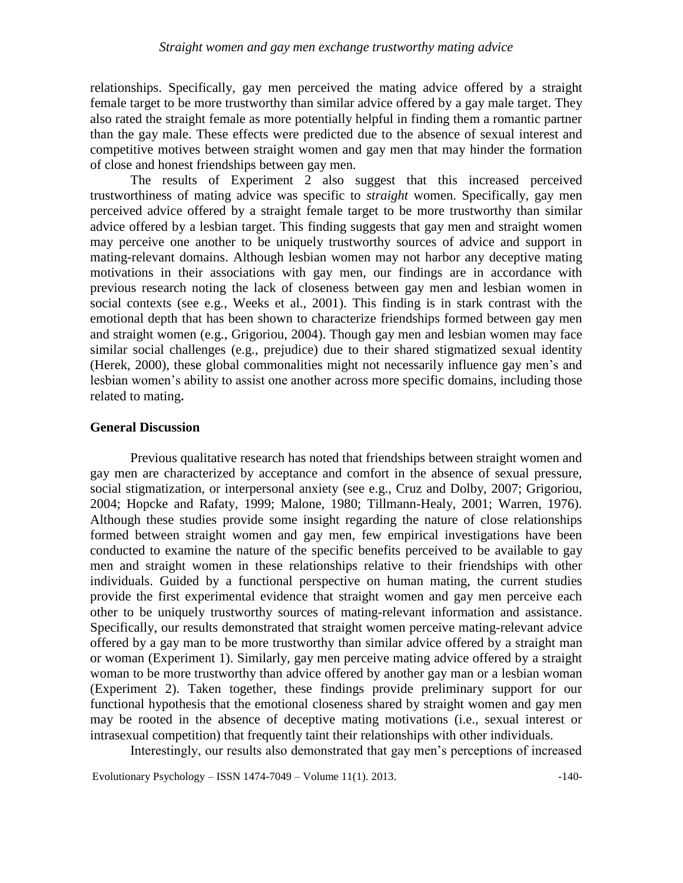relationships. Specifically, gay men perceived the mating advice offered by a straight female target to be more trustworthy than similar advice offered by a gay male target. They also rated the straight female as more potentially helpful in finding them a romantic partner than the gay male. These effects were predicted due to the absence of sexual interest and competitive motives between straight women and gay men that may hinder the formation of close and honest friendships between gay men.

The results of Experiment 2 also suggest that this increased perceived trustworthiness of mating advice was specific to *straight* women. Specifically, gay men perceived advice offered by a straight female target to be more trustworthy than similar advice offered by a lesbian target. This finding suggests that gay men and straight women may perceive one another to be uniquely trustworthy sources of advice and support in mating-relevant domains. Although lesbian women may not harbor any deceptive mating motivations in their associations with gay men, our findings are in accordance with previous research noting the lack of closeness between gay men and lesbian women in social contexts (see e.g., Weeks et al., 2001). This finding is in stark contrast with the emotional depth that has been shown to characterize friendships formed between gay men and straight women (e.g., Grigoriou, 2004). Though gay men and lesbian women may face similar social challenges (e.g., prejudice) due to their shared stigmatized sexual identity (Herek, 2000), these global commonalities might not necessarily influence gay men's and lesbian women's ability to assist one another across more specific domains, including those related to mating**.**

## General Discussion

Previous qualitative research has noted that friendships between straight women and gay men are characterized by acceptance and comfort in the absence of sexual pressure, social stigmatization, or interpersonal anxiety (see e.g., Cruz and Dolby, 2007; Grigoriou, 2004; Hopcke and Rafaty, 1999; Malone, 1980; Tillmann-Healy, 2001; Warren, 1976). Although these studies provide some insight regarding the nature of close relationships formed between straight women and gay men, few empirical investigations have been conducted to examine the nature of the specific benefits perceived to be available to gay men and straight women in these relationships relative to their friendships with other individuals. Guided by a functional perspective on human mating, the current studies provide the first experimental evidence that straight women and gay men perceive each other to be uniquely trustworthy sources of mating-relevant information and assistance. Specifically, our results demonstrated that straight women perceive mating-relevant advice offered by a gay man to be more trustworthy than similar advice offered by a straight man or woman (Experiment 1). Similarly, gay men perceive mating advice offered by a straight woman to be more trustworthy than advice offered by another gay man or a lesbian woman (Experiment 2). Taken together, these findings provide preliminary support for our functional hypothesis that the emotional closeness shared by straight women and gay men may be rooted in the absence of deceptive mating motivations (i.e., sexual interest or intrasexual competition) that frequently taint their relationships with other individuals.

Interestingly, our results also demonstrated that gay men's perceptions of increased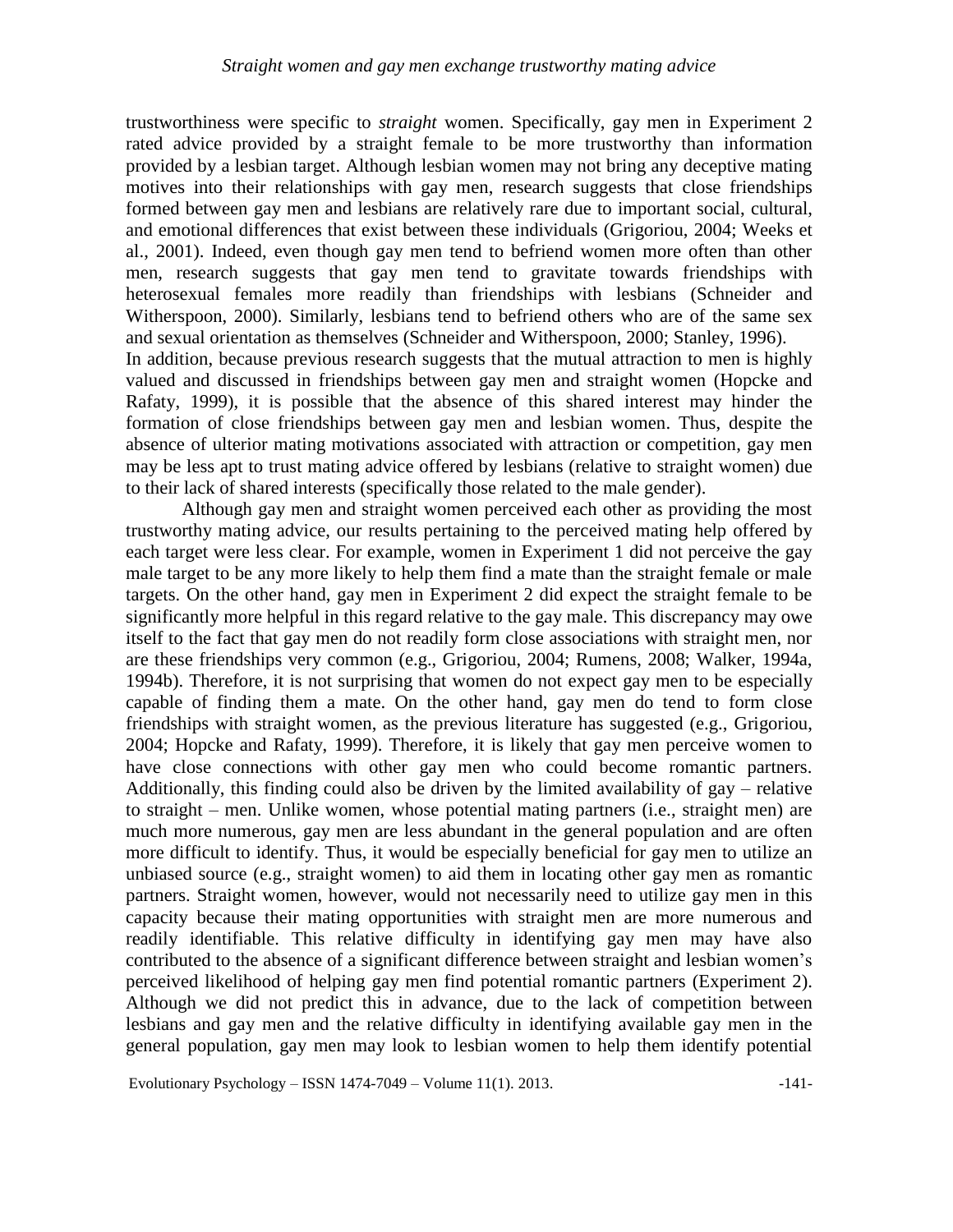trustworthiness were specific to *straight* women. Specifically, gay men in Experiment 2 rated advice provided by a straight female to be more trustworthy than information provided by a lesbian target. Although lesbian women may not bring any deceptive mating motives into their relationships with gay men, research suggests that close friendships formed between gay men and lesbians are relatively rare due to important social, cultural, and emotional differences that exist between these individuals (Grigoriou, 2004; Weeks et al., 2001). Indeed, even though gay men tend to befriend women more often than other men, research suggests that gay men tend to gravitate towards friendships with heterosexual females more readily than friendships with lesbians (Schneider and Witherspoon, 2000). Similarly, lesbians tend to befriend others who are of the same sex and sexual orientation as themselves (Schneider and Witherspoon, 2000; Stanley, 1996).
In addition, because previous research suggests that the mutual attraction to men is highly valued and discussed in friendships between gay men and straight women (Hopcke and Rafaty, 1999), it is possible that the absence of this shared interest may hinder the formation of close friendships between gay men and lesbian women. Thus, despite the absence of ulterior mating motivations associated with attraction or competition, gay men may be less apt to trust mating advice offered by lesbians (relative to straight women) due to their lack of shared interests (specifically those related to the male gender).

Although gay men and straight women perceived each other as providing the most trustworthy mating advice, our results pertaining to the perceived mating help offered by each target were less clear. For example, women in Experiment 1 did not perceive the gay male target to be any more likely to help them find a mate than the straight female or male targets. On the other hand, gay men in Experiment 2 did expect the straight female to be significantly more helpful in this regard relative to the gay male. This discrepancy may owe itself to the fact that gay men do not readily form close associations with straight men, nor are these friendships very common (e.g., Grigoriou, 2004; Rumens, 2008; Walker, 1994a, 1994b). Therefore, it is not surprising that women do not expect gay men to be especially capable of finding them a mate. On the other hand, gay men do tend to form close friendships with straight women, as the previous literature has suggested (e.g., Grigoriou, 2004; Hopcke and Rafaty, 1999). Therefore, it is likely that gay men perceive women to have close connections with other gay men who could become romantic partners. Additionally, this finding could also be driven by the limited availability of gay – relative to straight – men. Unlike women, whose potential mating partners (i.e., straight men) are much more numerous, gay men are less abundant in the general population and are often more difficult to identify. Thus, it would be especially beneficial for gay men to utilize an unbiased source (e.g., straight women) to aid them in locating other gay men as romantic partners. Straight women, however, would not necessarily need to utilize gay men in this capacity because their mating opportunities with straight men are more numerous and readily identifiable. This relative difficulty in identifying gay men may have also contributed to the absence of a significant difference between straight and lesbian women's perceived likelihood of helping gay men find potential romantic partners (Experiment 2). Although we did not predict this in advance, due to the lack of competition between lesbians and gay men and the relative difficulty in identifying available gay men in the general population, gay men may look to lesbian women to help them identify potential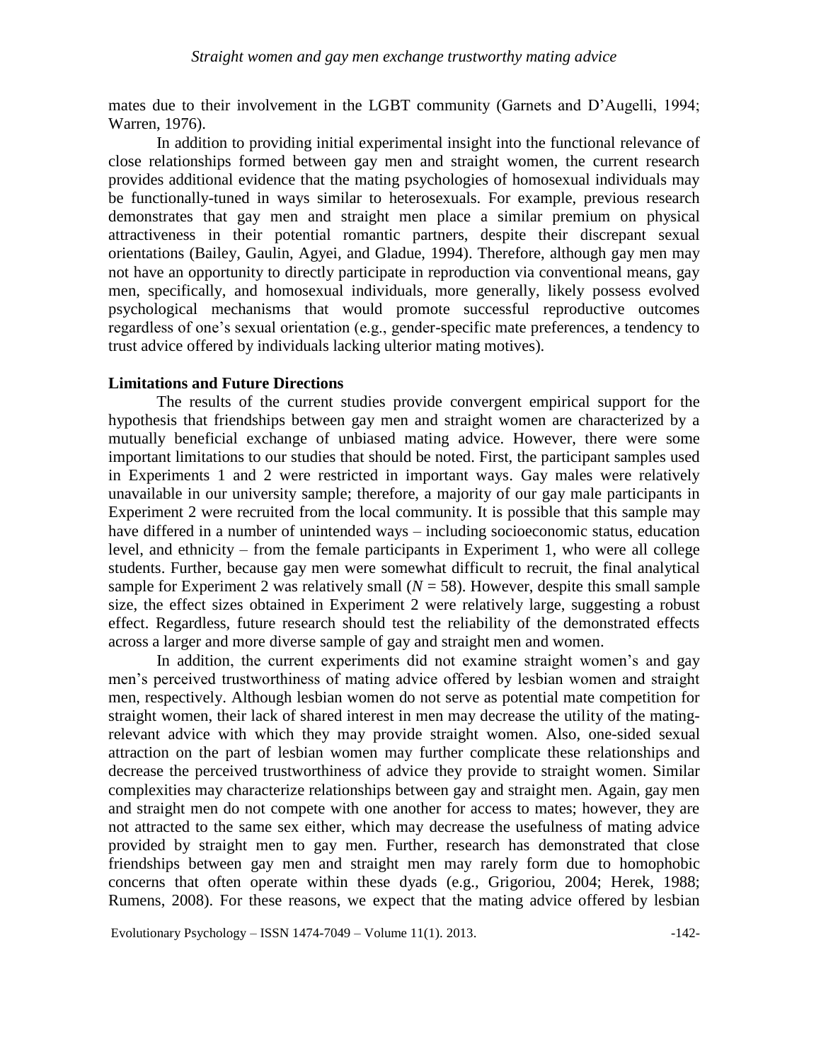mates due to their involvement in the LGBT community (Garnets and D'Augelli, 1994; Warren, 1976).

In addition to providing initial experimental insight into the functional relevance of close relationships formed between gay men and straight women, the current research provides additional evidence that the mating psychologies of homosexual individuals may be functionally-tuned in ways similar to heterosexuals. For example, previous research demonstrates that gay men and straight men place a similar premium on physical attractiveness in their potential romantic partners, despite their discrepant sexual orientations (Bailey, Gaulin, Agyei, and Gladue, 1994). Therefore, although gay men may not have an opportunity to directly participate in reproduction via conventional means, gay men, specifically, and homosexual individuals, more generally, likely possess evolved psychological mechanisms that would promote successful reproductive outcomes regardless of one's sexual orientation (e.g., gender-specific mate preferences, a tendency to trust advice offered by individuals lacking ulterior mating motives).

## Limitations and Future Directions

The results of the current studies provide convergent empirical support for the hypothesis that friendships between gay men and straight women are characterized by a mutually beneficial exchange of unbiased mating advice. However, there were some important limitations to our studies that should be noted. First, the participant samples used in Experiments 1 and 2 were restricted in important ways. Gay males were relatively unavailable in our university sample; therefore, a majority of our gay male participants in Experiment 2 were recruited from the local community. It is possible that this sample may have differed in a number of unintended ways – including socioeconomic status, education level, and ethnicity – from the female participants in Experiment 1, who were all college students. Further, because gay men were somewhat difficult to recruit, the final analytical sample for Experiment 2 was relatively small ($N = 58$). However, despite this small sample size, the effect sizes obtained in Experiment 2 were relatively large, suggesting a robust effect. Regardless, future research should test the reliability of the demonstrated effects across a larger and more diverse sample of gay and straight men and women.

In addition, the current experiments did not examine straight women's and gay men's perceived trustworthiness of mating advice offered by lesbian women and straight men, respectively. Although lesbian women do not serve as potential mate competition for straight women, their lack of shared interest in men may decrease the utility of the mating-relevant advice with which they may provide straight women. Also, one-sided sexual attraction on the part of lesbian women may further complicate these relationships and decrease the perceived trustworthiness of advice they provide to straight women. Similar complexities may characterize relationships between gay and straight men. Again, gay men and straight men do not compete with one another for access to mates; however, they are not attracted to the same sex either, which may decrease the usefulness of mating advice provided by straight men to gay men. Further, research has demonstrated that close friendships between gay men and straight men may rarely form due to homophobic concerns that often operate within these dyads (e.g., Grigoriou, 2004; Herek, 1988; Rumens, 2008). For these reasons, we expect that the mating advice offered by lesbian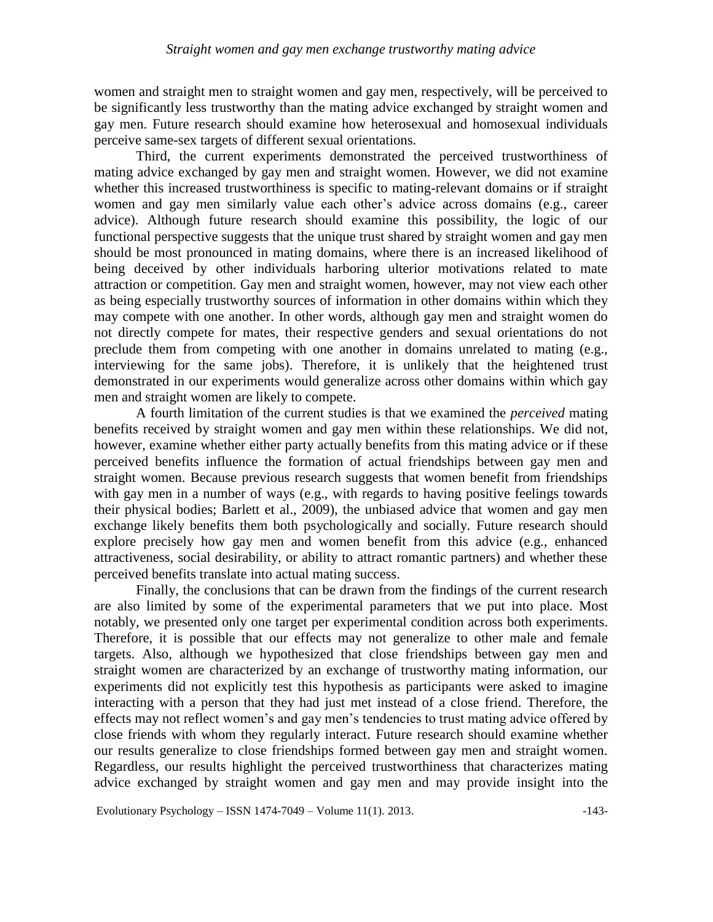women and straight men to straight women and gay men, respectively, will be perceived to be significantly less trustworthy than the mating advice exchanged by straight women and gay men. Future research should examine how heterosexual and homosexual individuals perceive same-sex targets of different sexual orientations.

Third, the current experiments demonstrated the perceived trustworthiness of mating advice exchanged by gay men and straight women. However, we did not examine whether this increased trustworthiness is specific to mating-relevant domains or if straight women and gay men similarly value each other's advice across domains (e.g., career advice). Although future research should examine this possibility, the logic of our functional perspective suggests that the unique trust shared by straight women and gay men should be most pronounced in mating domains, where there is an increased likelihood of being deceived by other individuals harboring ulterior motivations related to mate attraction or competition. Gay men and straight women, however, may not view each other as being especially trustworthy sources of information in other domains within which they may compete with one another. In other words, although gay men and straight women do not directly compete for mates, their respective genders and sexual orientations do not preclude them from competing with one another in domains unrelated to mating (e.g., interviewing for the same jobs). Therefore, it is unlikely that the heightened trust demonstrated in our experiments would generalize across other domains within which gay men and straight women are likely to compete.

A fourth limitation of the current studies is that we examined the *perceived* mating benefits received by straight women and gay men within these relationships. We did not, however, examine whether either party actually benefits from this mating advice or if these perceived benefits influence the formation of actual friendships between gay men and straight women. Because previous research suggests that women benefit from friendships with gay men in a number of ways (e.g., with regards to having positive feelings towards their physical bodies; Barlett et al., 2009), the unbiased advice that women and gay men exchange likely benefits them both psychologically and socially. Future research should explore precisely how gay men and women benefit from this advice (e.g., enhanced attractiveness, social desirability, or ability to attract romantic partners) and whether these perceived benefits translate into actual mating success.

Finally, the conclusions that can be drawn from the findings of the current research are also limited by some of the experimental parameters that we put into place. Most notably, we presented only one target per experimental condition across both experiments. Therefore, it is possible that our effects may not generalize to other male and female targets. Also, although we hypothesized that close friendships between gay men and straight women are characterized by an exchange of trustworthy mating information, our experiments did not explicitly test this hypothesis as participants were asked to imagine interacting with a person that they had just met instead of a close friend. Therefore, the effects may not reflect women's and gay men's tendencies to trust mating advice offered by close friends with whom they regularly interact. Future research should examine whether our results generalize to close friendships formed between gay men and straight women. Regardless, our results highlight the perceived trustworthiness that characterizes mating advice exchanged by straight women and gay men and may provide insight into the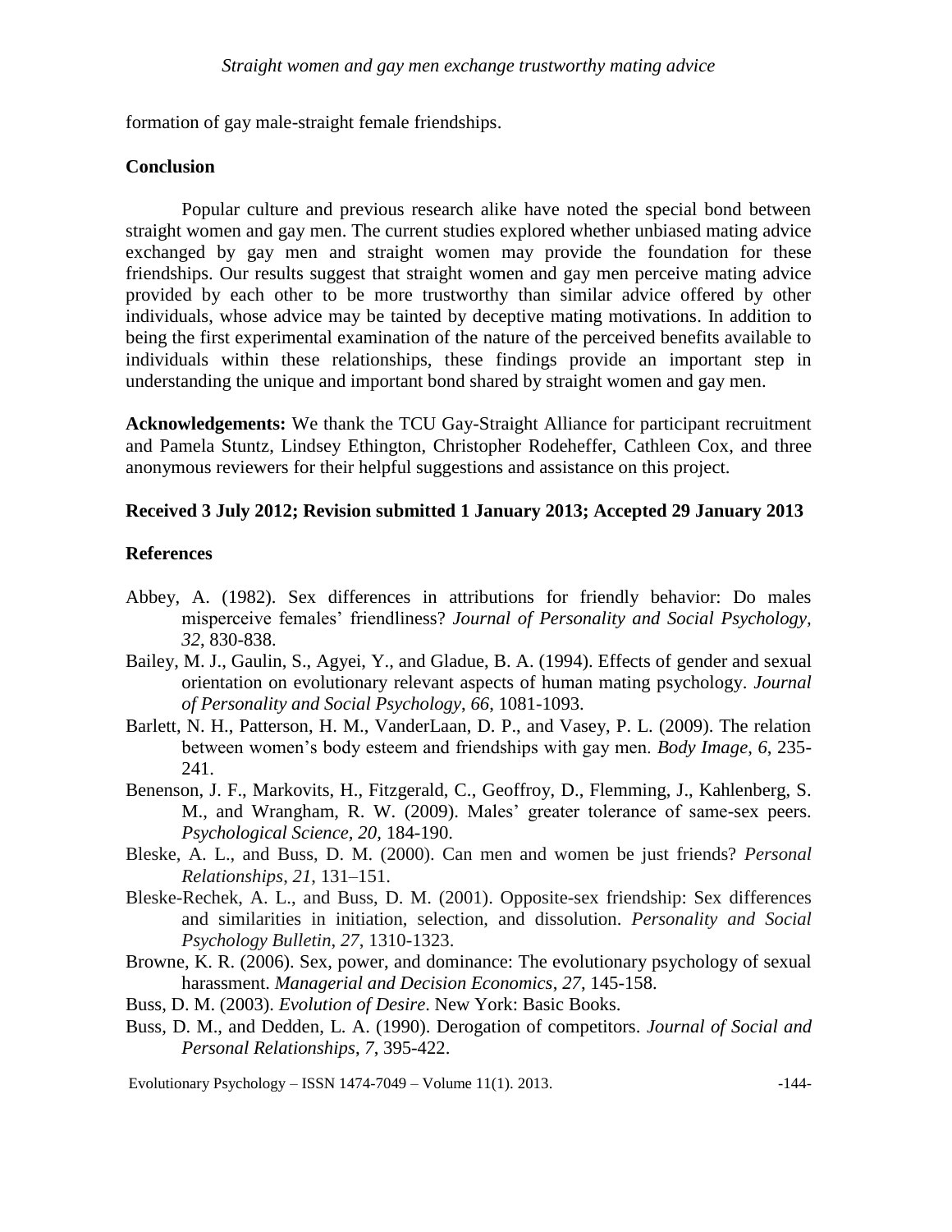formation of gay male-straight female friendships.

## Conclusion

Popular culture and previous research alike have noted the special bond between straight women and gay men. The current studies explored whether unbiased mating advice exchanged by gay men and straight women may provide the foundation for these friendships. Our results suggest that straight women and gay men perceive mating advice provided by each other to be more trustworthy than similar advice offered by other individuals, whose advice may be tainted by deceptive mating motivations. In addition to being the first experimental examination of the nature of the perceived benefits available to individuals within these relationships, these findings provide an important step in understanding the unique and important bond shared by straight women and gay men.

**Acknowledgements:** We thank the TCU Gay-Straight Alliance for participant recruitment and Pamela Stuntz, Lindsey Ethington, Christopher Rodeheffer, Cathleen Cox, and three anonymous reviewers for their helpful suggestions and assistance on this project.

**Received 3 July 2012; Revision submitted 1 January 2013; Accepted 29 January 2013**

## References

Abbey, A. (1982). Sex differences in attributions for friendly behavior: Do males misperceive females' friendliness? *Journal of Personality and Social Psychology*, *32*, 830-838.

Bailey, M. J., Gaulin, S., Agyei, Y., and Gladue, B. A. (1994). Effects of gender and sexual orientation on evolutionary relevant aspects of human mating psychology. *Journal of Personality and Social Psychology*, *66*, 1081-1093.

Barlett, N. H., Patterson, H. M., VanderLaan, D. P., and Vasey, P. L. (2009). The relation between women's body esteem and friendships with gay men. *Body Image*, *6*, 235-241.

Benenson, J. F., Markovits, H., Fitzgerald, C., Geoffroy, D., Flemming, J., Kahlenberg, S. M., and Wrangham, R. W. (2009). Males' greater tolerance of same-sex peers. *Psychological Science*, *20*, 184-190.

Bleske, A. L., and Buss, D. M. (2000). Can men and women be just friends? *Personal Relationships*, *21*, 131–151.

Bleske-Rechek, A. L., and Buss, D. M. (2001). Opposite-sex friendship: Sex differences and similarities in initiation, selection, and dissolution. *Personality and Social Psychology Bulletin*, *27*, 1310-1323.

Browne, K. R. (2006). Sex, power, and dominance: The evolutionary psychology of sexual harassment. *Managerial and Decision Economics*, *27*, 145-158.

Buss, D. M. (2003). *Evolution of Desire*. New York: Basic Books.

Buss, D. M., and Dedden, L. A. (1990). Derogation of competitors. *Journal of Social and Personal Relationships*, *7*, 395-422.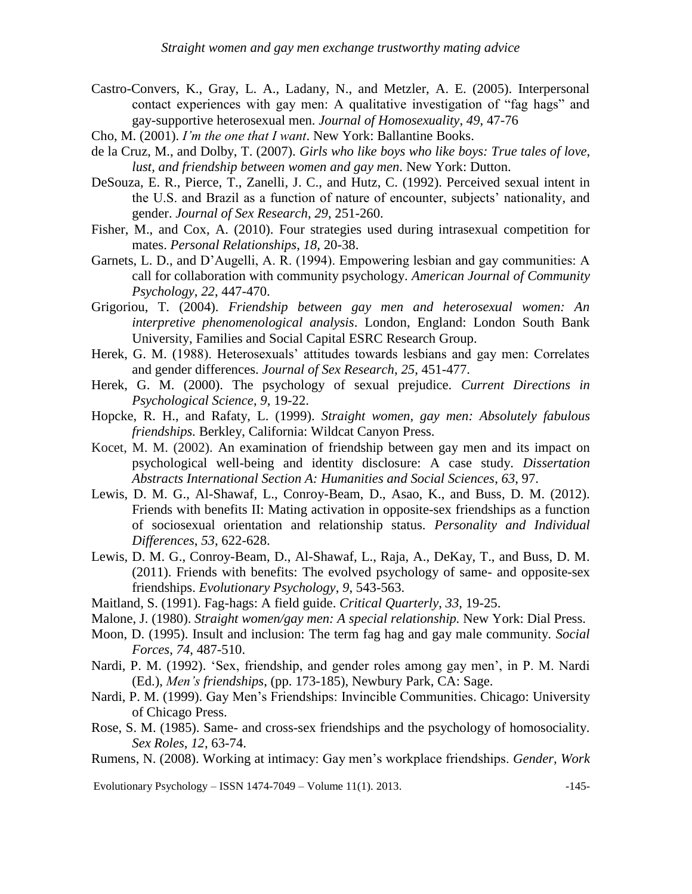Castro-Convers, K., Gray, L. A., Ladany, N., and Metzler, A. E. (2005). Interpersonal contact experiences with gay men: A qualitative investigation of "fag hags" and gay-supportive heterosexual men. *Journal of Homosexuality*, *49*, 47-76

Cho, M. (2001). *I'm the one that I want*. New York: Ballantine Books.

de la Cruz, M., and Dolby, T. (2007). *Girls who like boys who like boys: True tales of love, lust, and friendship between women and gay men*. New York: Dutton.

DeSouza, E. R., Pierce, T., Zanelli, J. C., and Hutz, C. (1992). Perceived sexual intent in the U.S. and Brazil as a function of nature of encounter, subjects' nationality, and gender. *Journal of Sex Research*, *29*, 251-260.

Fisher, M., and Cox, A. (2010). Four strategies used during intrasexual competition for mates. *Personal Relationships*, *18*, 20-38.

Garnets, L. D., and D'Augelli, A. R. (1994). Empowering lesbian and gay communities: A call for collaboration with community psychology. *American Journal of Community Psychology*, *22*, 447-470.

Grigoriou, T. (2004). *Friendship between gay men and heterosexual women: An interpretive phenomenological analysis*. London, England: London South Bank University, Families and Social Capital ESRC Research Group.

Herek, G. M. (1988). Heterosexuals' attitudes towards lesbians and gay men: Correlates and gender differences. *Journal of Sex Research*, *25*, 451-477.

Herek, G. M. (2000). The psychology of sexual prejudice. *Current Directions in Psychological Science*, *9*, 19-22.

Hopcke, R. H., and Rafaty, L. (1999). *Straight women, gay men: Absolutely fabulous friendships.* Berkley, California: Wildcat Canyon Press.

Kocet, M. M. (2002). An examination of friendship between gay men and its impact on psychological well-being and identity disclosure: A case study. *Dissertation Abstracts International Section A: Humanities and Social Sciences*, *63*, 97.

Lewis, D. M. G., Al-Shawaf, L., Conroy-Beam, D., Asao, K., and Buss, D. M. (2012). Friends with benefits II: Mating activation in opposite-sex friendships as a function of sociosexual orientation and relationship status. *Personality and Individual Differences*, *53*, 622-628.

Lewis, D. M. G., Conroy-Beam, D., Al-Shawaf, L., Raja, A., DeKay, T., and Buss, D. M. (2011). Friends with benefits: The evolved psychology of same- and opposite-sex friendships. *Evolutionary Psychology*, *9*, 543-563.

Maitland, S. (1991). Fag-hags: A field guide. *Critical Quarterly*, *33*, 19-25.

Malone, J. (1980). *Straight women/gay men: A special relationship.* New York: Dial Press.

Moon, D. (1995). Insult and inclusion: The term fag hag and gay male community. *Social Forces*, *74*, 487-510.

Nardi, P. M. (1992). 'Sex, friendship, and gender roles among gay men', in P. M. Nardi (Ed.), *Men's friendships*, (pp. 173-185), Newbury Park, CA: Sage.

Nardi, P. M. (1999). Gay Men's Friendships: Invincible Communities. Chicago: University of Chicago Press.

Rose, S. M. (1985). Same- and cross-sex friendships and the psychology of homosociality. *Sex Roles*, *12*, 63-74.

Rumens, N. (2008). Working at intimacy: Gay men's workplace friendships. *Gender, Work*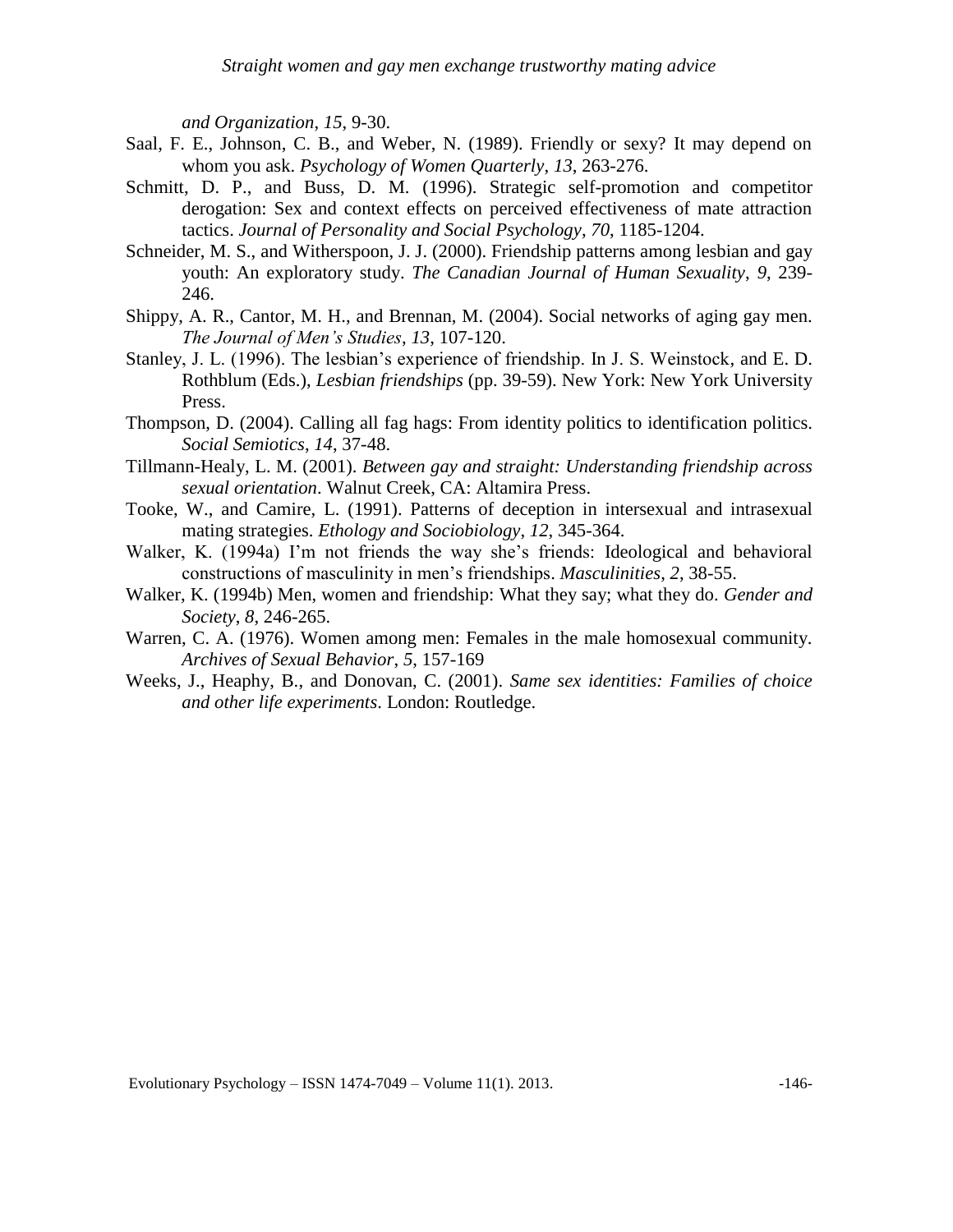*and Organization*, *15*, 9-30.

Saal, F. E., Johnson, C. B., and Weber, N. (1989). Friendly or sexy? It may depend on whom you ask. *Psychology of Women Quarterly*, *13*, 263-276.

Schmitt, D. P., and Buss, D. M. (1996). Strategic self-promotion and competitor derogation: Sex and context effects on perceived effectiveness of mate attraction tactics. *Journal of Personality and Social Psychology*, *70*, 1185-1204.

Schneider, M. S., and Witherspoon, J. J. (2000). Friendship patterns among lesbian and gay youth: An exploratory study. *The Canadian Journal of Human Sexuality*, *9*, 239-246.

Shippy, A. R., Cantor, M. H., and Brennan, M. (2004). Social networks of aging gay men. *The Journal of Men's Studies*, *13*, 107-120.

Stanley, J. L. (1996). The lesbian's experience of friendship. In J. S. Weinstock, and E. D. Rothblum (Eds.), *Lesbian friendships* (pp. 39-59). New York: New York University Press.

Thompson, D. (2004). Calling all fag hags: From identity politics to identification politics. *Social Semiotics*, *14*, 37-48.

Tillmann-Healy, L. M. (2001). *Between gay and straight: Understanding friendship across sexual orientation*. Walnut Creek, CA: Altamira Press.

Tooke, W., and Camire, L. (1991). Patterns of deception in intersexual and intrasexual mating strategies. *Ethology and Sociobiology*, *12*, 345-364.

Walker, K. (1994a) I'm not friends the way she's friends: Ideological and behavioral constructions of masculinity in men's friendships. *Masculinities*, *2*, 38-55.

Walker, K. (1994b) Men, women and friendship: What they say; what they do. *Gender and Society*, *8*, 246-265.

Warren, C. A. (1976). Women among men: Females in the male homosexual community. *Archives of Sexual Behavior*, *5*, 157-169

Weeks, J., Heaphy, B., and Donovan, C. (2001). *Same sex identities: Families of choice and other life experiments*. London: Routledge.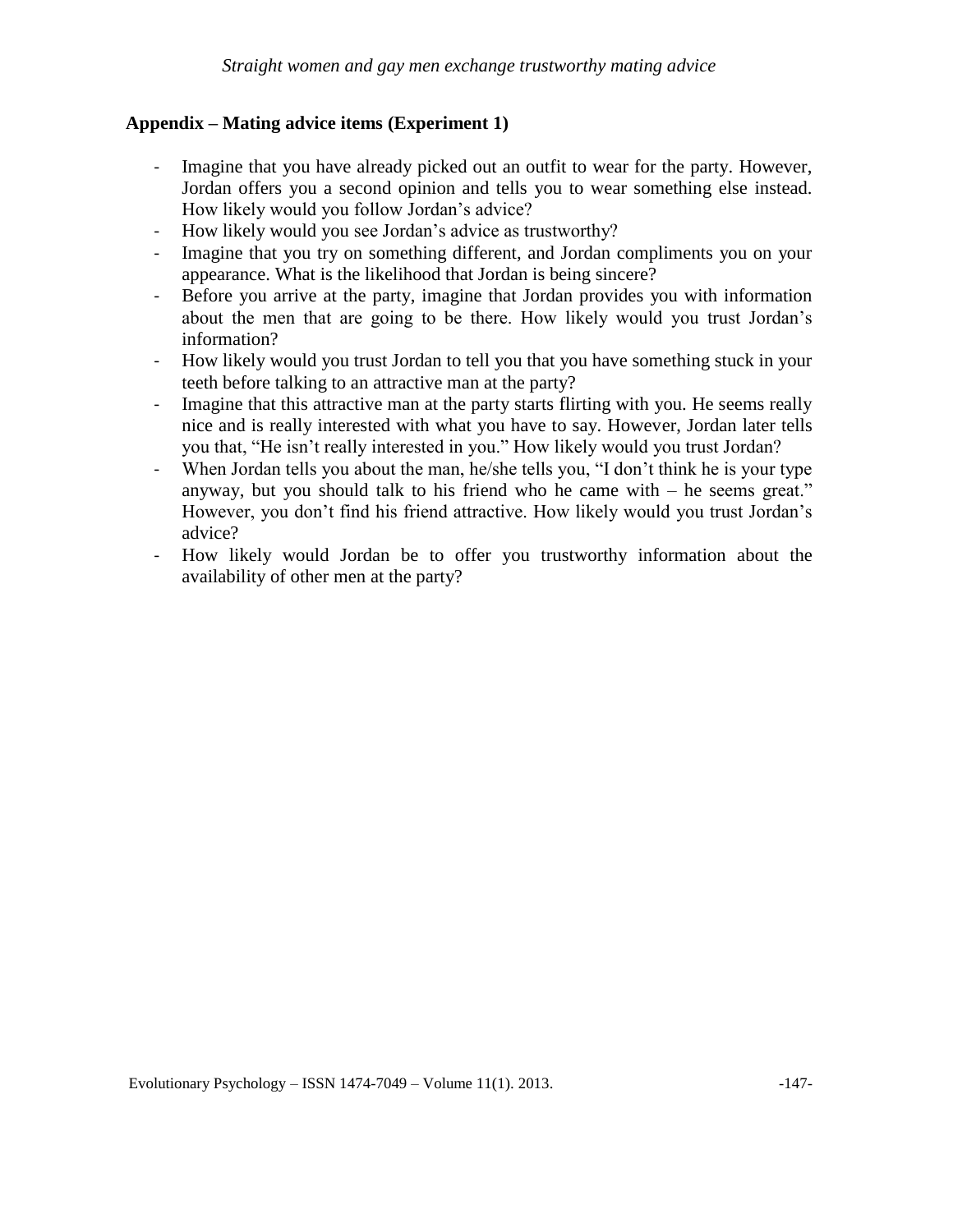## Appendix – Mating advice items (Experiment 1)

- Imagine that you have already picked out an outfit to wear for the party. However, Jordan offers you a second opinion and tells you to wear something else instead. How likely would you follow Jordan's advice?
- How likely would you see Jordan's advice as trustworthy?
- Imagine that you try on something different, and Jordan compliments you on your appearance. What is the likelihood that Jordan is being sincere?
- Before you arrive at the party, imagine that Jordan provides you with information about the men that are going to be there. How likely would you trust Jordan's information?
- How likely would you trust Jordan to tell you that you have something stuck in your teeth before talking to an attractive man at the party?
- Imagine that this attractive man at the party starts flirting with you. He seems really nice and is really interested with what you have to say. However, Jordan later tells you that, "He isn't really interested in you." How likely would you trust Jordan?
- When Jordan tells you about the man, he/she tells you, "I don't think he is your type anyway, but you should talk to his friend who he came with – he seems great." However, you don't find his friend attractive. How likely would you trust Jordan's advice?
- How likely would Jordan be to offer you trustworthy information about the availability of other men at the party?